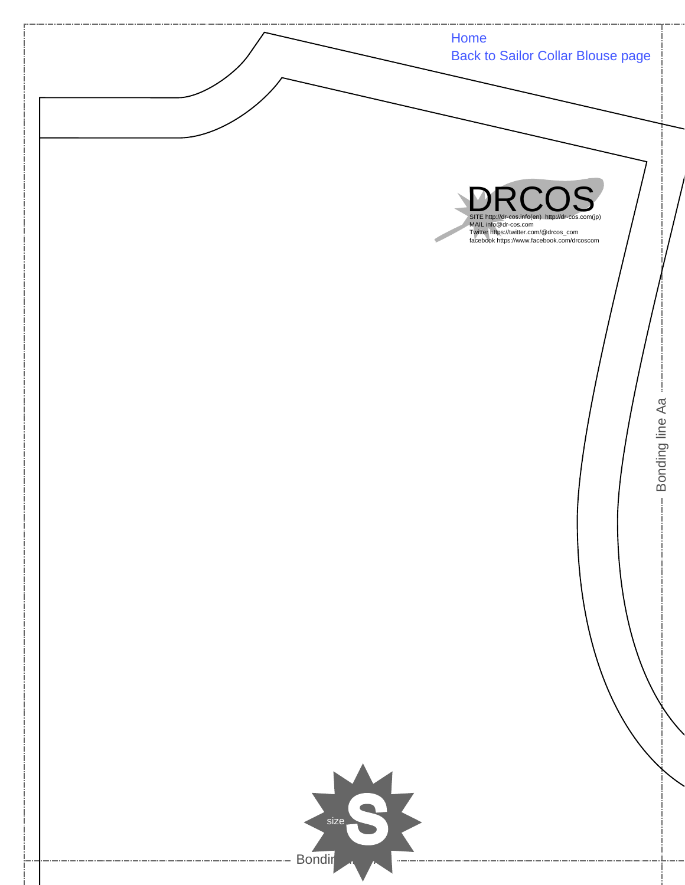Home

Back to Sailor Collar Blouse page

DRCOS

SITE http://dr-cos.info(en) http://dr-cos.com(jp)
MAIL info@dr-cos.com
Twitter https://twitter.com/@drcos_com
facebook https://www.facebook.com/drcoscom

Bonding line Aa

size S

Bondin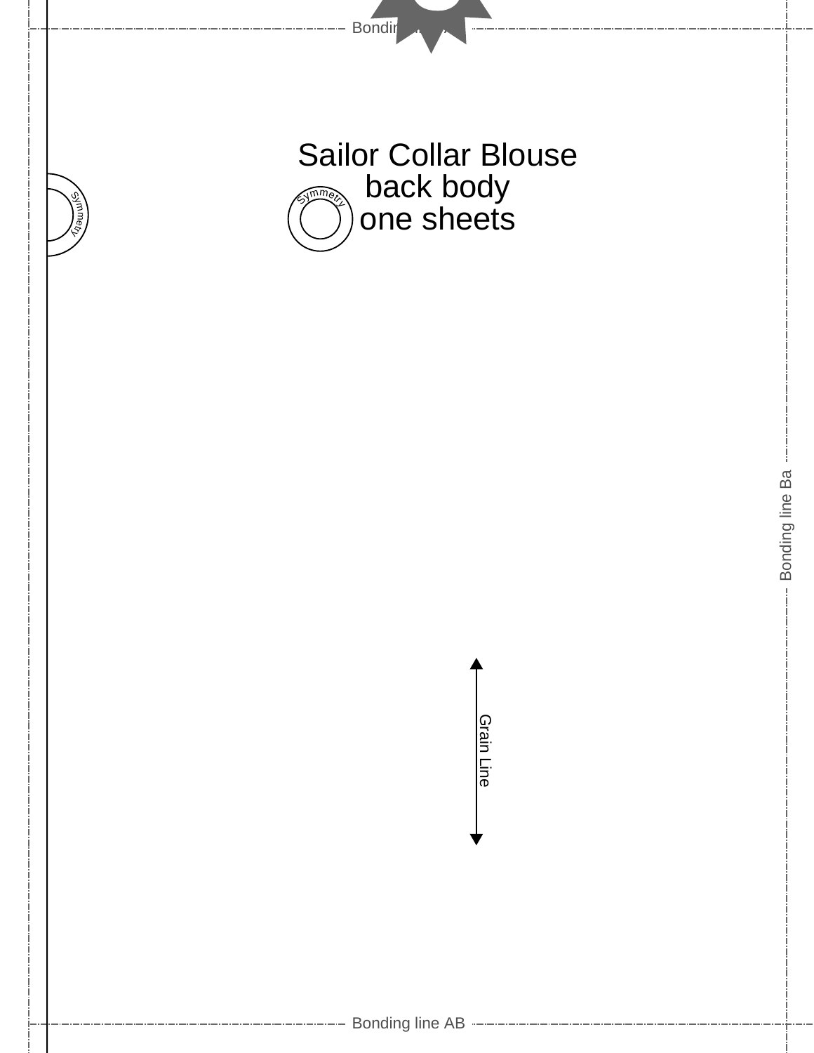Bonding line AA

# Sailor Collar Blouse
back body
one sheets

Symmetry

Symmetry

Bonding line Ba

Grain Line

Bonding line AB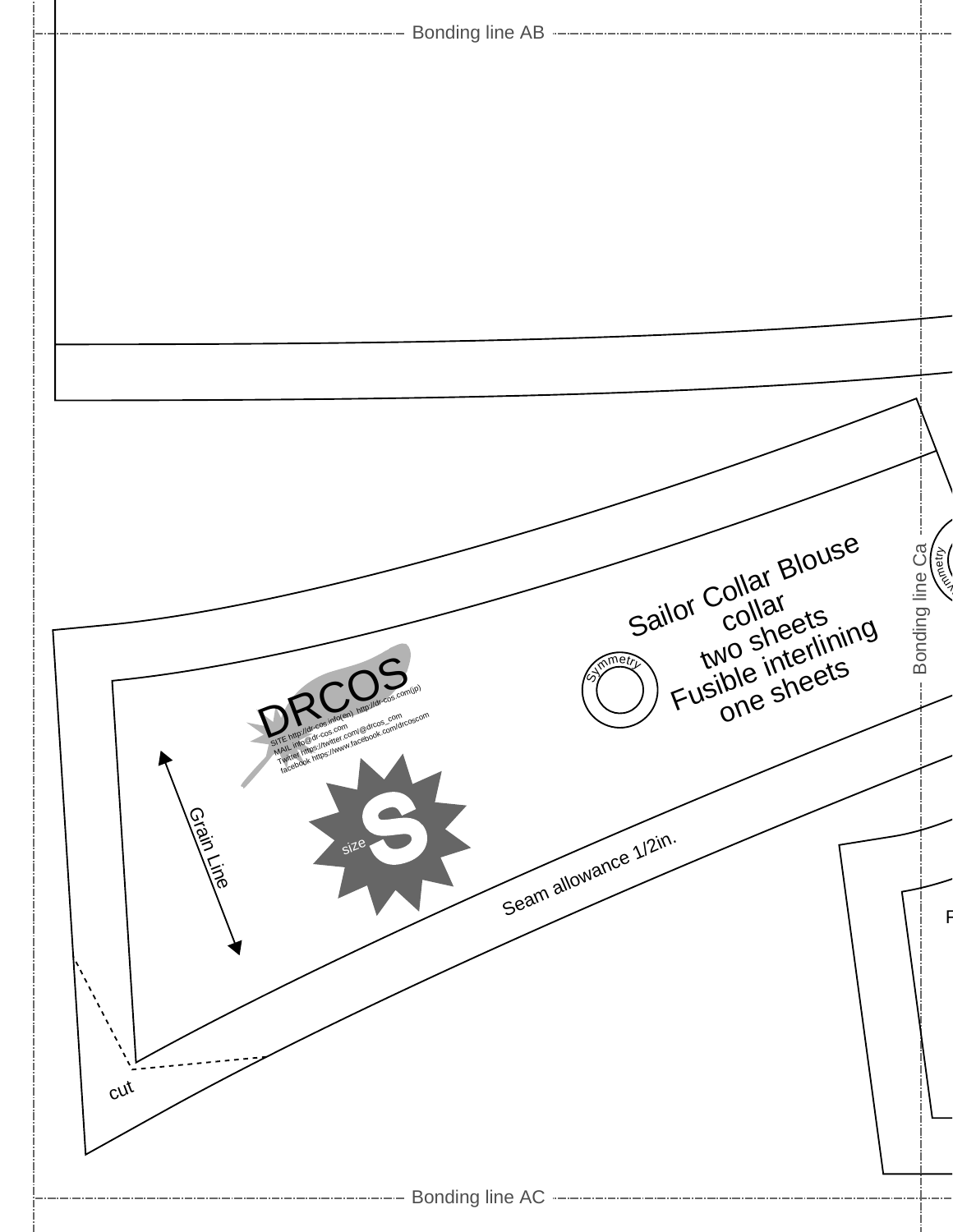Bonding line AB

Sailor Collar Blouse
collar
two sheets
Fusible interlining
one sheets

Symmetry

DRCOS

SITE http://dr-cos.info(en) http://dr-cos.com(jp)
MAIL info@dr-cos.com
Twitter https://twitter.com/@drcos_com
facebook https://www.facebook.com/drcoscom

size S

Grain Line

Seam allowance 1/2in.

cut

Bonding line Ca

Symmetry

Bonding line AC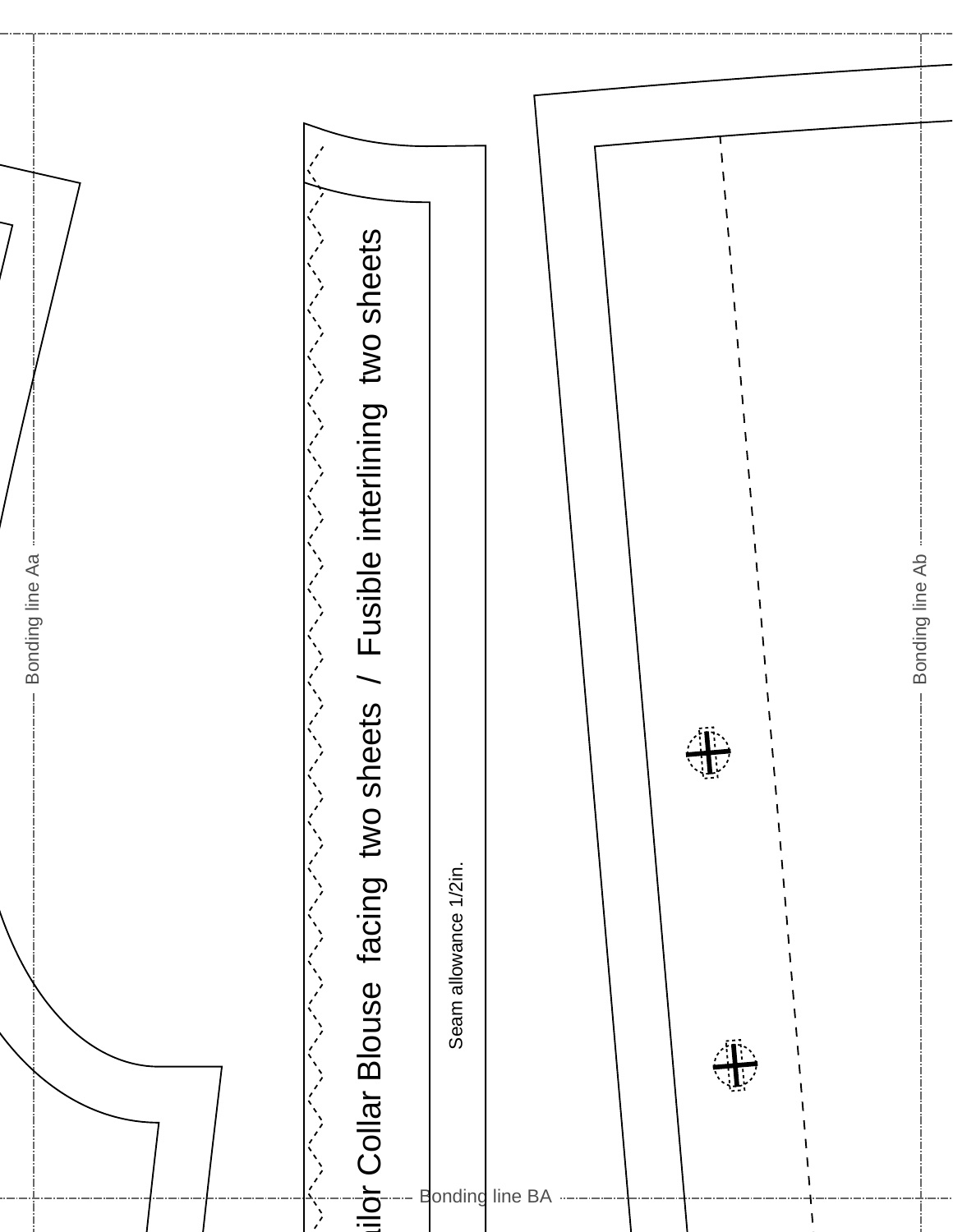Bonding line Aa

Bonding line Ab

ilor Collar Blouse facing two sheets / Fusible interlining two sheets

Seam allowance 1/2in.

Bonding line BA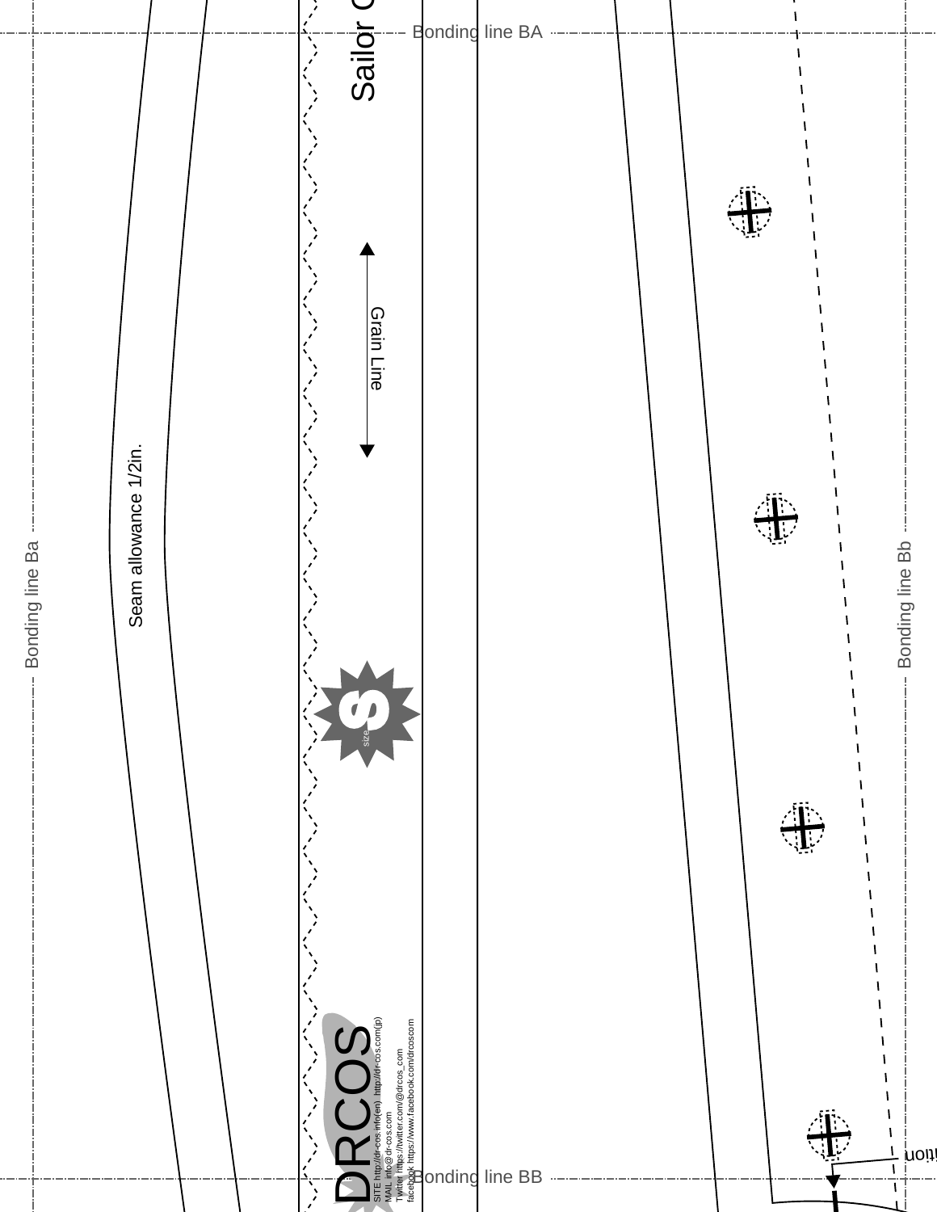Bonding line BA

Sailor C

Grain Line

Seam allowance 1/2in.

Bonding line Ba

Bonding line Bb

S

size

DRCOS

SITE http://dr-cos.info(en) http://dr-cos.com(jp)
MAIL info@dr-cos.com
Twitter https://twitter.com/@drcos_com
facebook https://www.facebook.com/drcoscom

Bonding line BB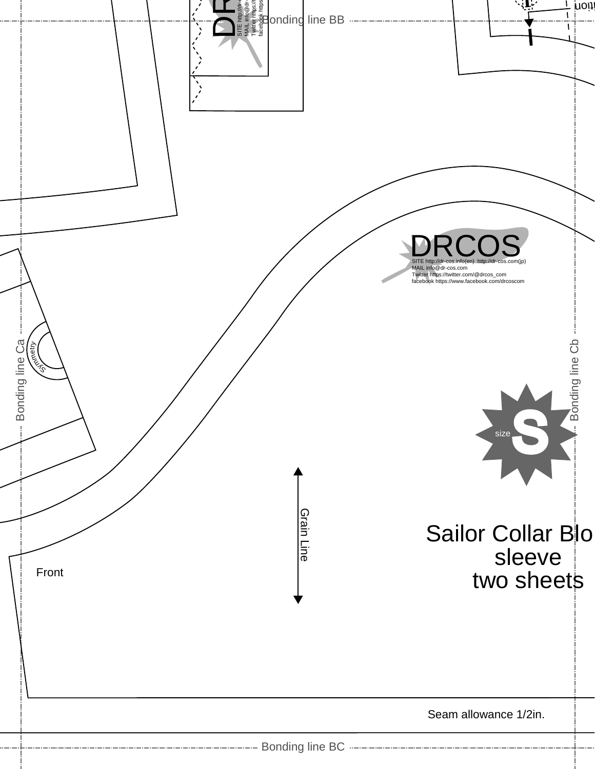Bonding line BB

DRCOS

SITE http://dr-cos.info(en) http://dr-cos.com(jp)
MAIL info@dr-cos.com
Twitter https://twitter.com/@drcos_com
facebook https://www.facebook.com/drcoscom

Symmetry

Bonding line Ca

Bonding line Cb

size S

Grain Line

Front

Sailor Collar Blo
sleeve
two sheets

Seam allowance 1/2in.

Bonding line BC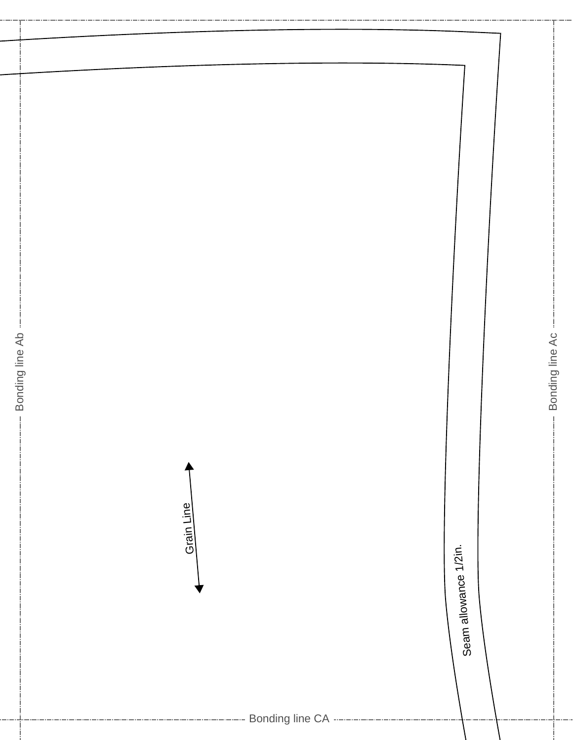Bonding line Ab

Bonding line Ac

Grain Line

Seam allowance 1/2in.

Bonding line CA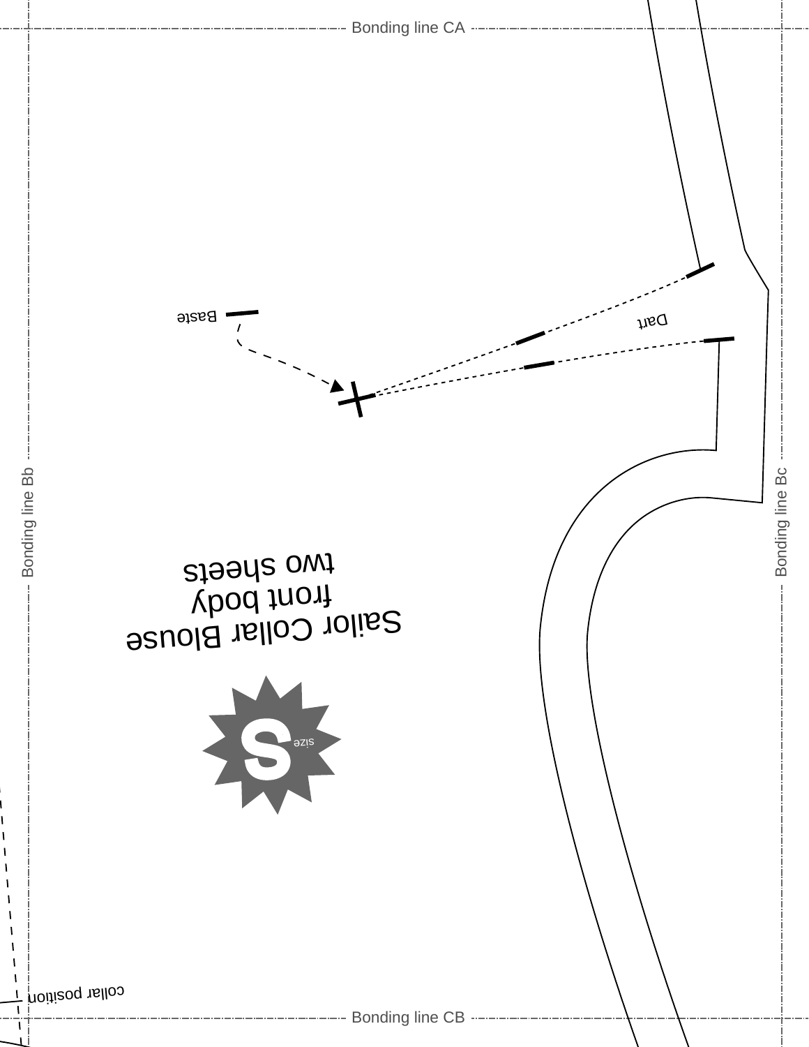Bonding line CA

Baste

Dart

Bonding line Bb

Bonding line Bc

Sailor Collar Blouse
front body
two sheets

S
size

collar position

Bonding line CB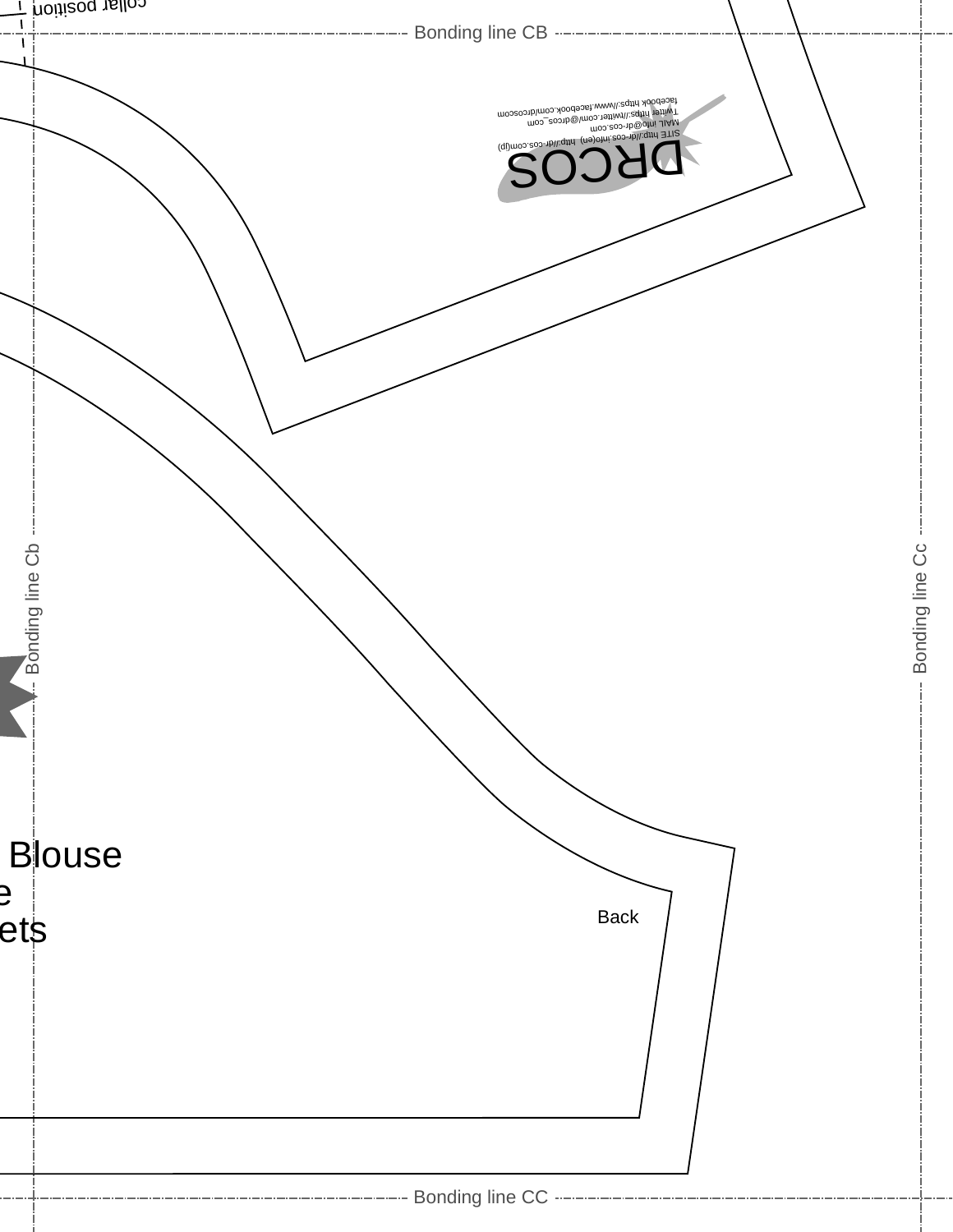collar position

Bonding line CB

DRCOS

SITE http://dr-cos.info(en) http://dr-cos.com(jp)
MAIL info@dr-cos.com
Twitter https://twitter.com/@drcos_com
facebook https://www.facebook.com/drcoscom

Bonding line Cb

Bonding line Cc

Blouse
e
ets

Back

Bonding line CC